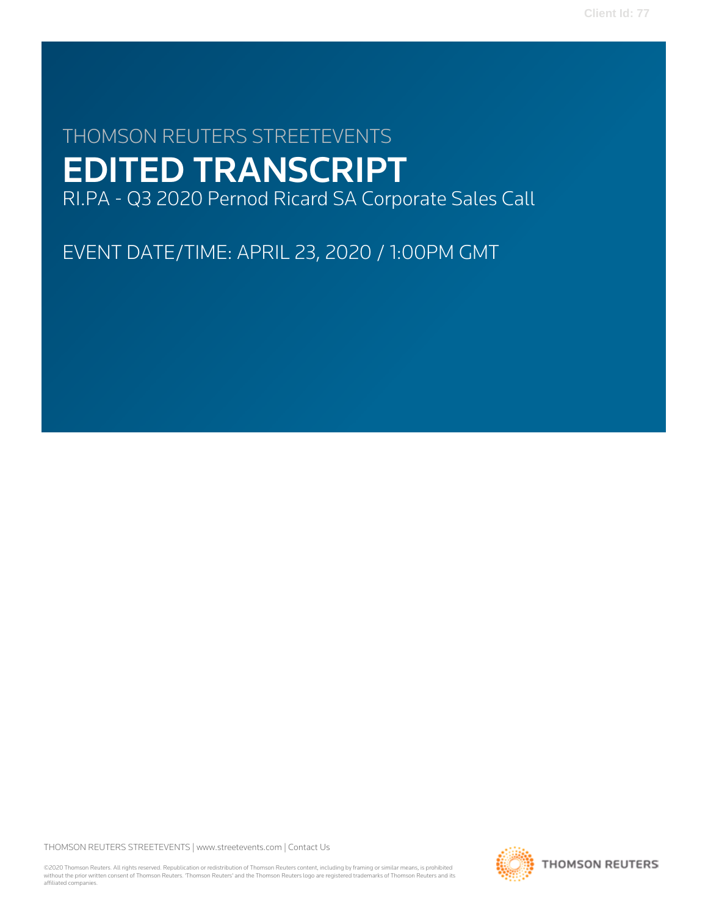Client Id: 77

THOMSON REUTERS STREETEVENTS

# EDITED TRANSCRIPT

RI.PA - Q3 2020 Pernod Ricard SA Corporate Sales Call

EVENT DATE/TIME: APRIL 23, 2020 / 1:00PM GMT

THOMSON REUTERS STREETEVENTS | www.streetevents.com | Contact Us

©2020 Thomson Reuters. All rights reserved. Republication or redistribution of Thomson Reuters content, including by framing or similar means, is prohibited without the prior written consent of Thomson Reuters. 'Thomson Reuters' and the Thomson Reuters logo are registered trademarks of Thomson Reuters and its affiliated companies.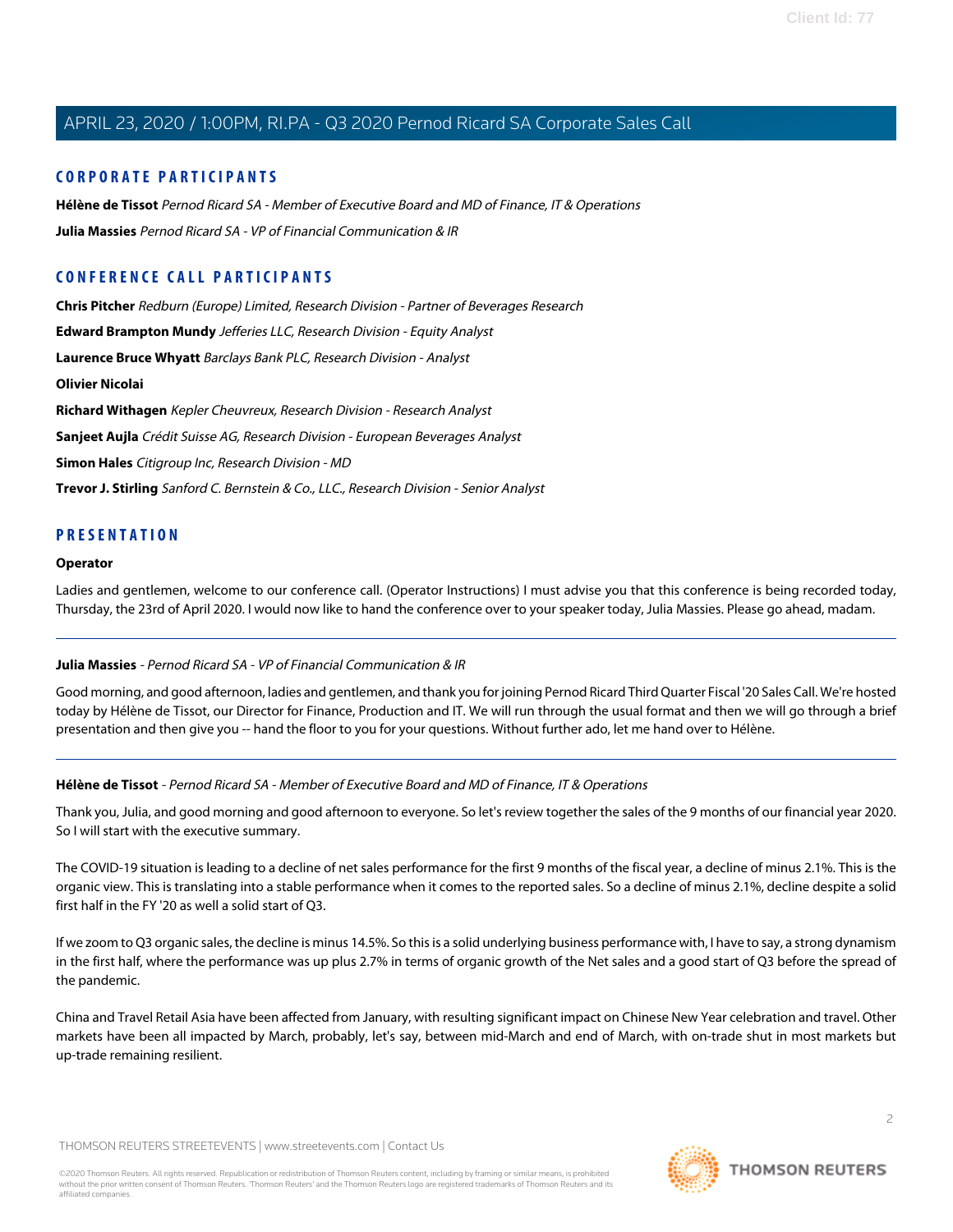## CORPORATE PARTICIPANTS

**Hélène de Tissot** *Pernod Ricard SA - Member of Executive Board and MD of Finance, IT & Operations*

**Julia Massies** *Pernod Ricard SA - VP of Financial Communication & IR*

## CONFERENCE CALL PARTICIPANTS

**Chris Pitcher** *Redburn (Europe) Limited, Research Division - Partner of Beverages Research*

**Edward Brampton Mundy** *Jefferies LLC, Research Division - Equity Analyst*

**Laurence Bruce Whyatt** *Barclays Bank PLC, Research Division - Analyst*

**Olivier Nicolai**

**Richard Withagen** *Kepler Cheuvreux, Research Division - Research Analyst*

**Sanjeet Aujla** *Crédit Suisse AG, Research Division - European Beverages Analyst*

**Simon Hales** *Citigroup Inc, Research Division - MD*

**Trevor J. Stirling** *Sanford C. Bernstein & Co., LLC., Research Division - Senior Analyst*

## PRESENTATION

**Operator**

Ladies and gentlemen, welcome to our conference call. (Operator Instructions) I must advise you that this conference is being recorded today, Thursday, the 23rd of April 2020. I would now like to hand the conference over to your speaker today, Julia Massies. Please go ahead, madam.

---

**Julia Massies** - *Pernod Ricard SA - VP of Financial Communication & IR*

Good morning, and good afternoon, ladies and gentlemen, and thank you for joining Pernod Ricard Third Quarter Fiscal '20 Sales Call. We're hosted today by Hélène de Tissot, our Director for Finance, Production and IT. We will run through the usual format and then we will go through a brief presentation and then give you -- hand the floor to you for your questions. Without further ado, let me hand over to Hélène.

---

**Hélène de Tissot** - *Pernod Ricard SA - Member of Executive Board and MD of Finance, IT & Operations*

Thank you, Julia, and good morning and good afternoon to everyone. So let's review together the sales of the 9 months of our financial year 2020. So I will start with the executive summary.

The COVID-19 situation is leading to a decline of net sales performance for the first 9 months of the fiscal year, a decline of minus 2.1%. This is the organic view. This is translating into a stable performance when it comes to the reported sales. So a decline of minus 2.1%, decline despite a solid first half in the FY '20 as well a solid start of Q3.

If we zoom to Q3 organic sales, the decline is minus 14.5%. So this is a solid underlying business performance with, I have to say, a strong dynamism in the first half, where the performance was up plus 2.7% in terms of organic growth of the Net sales and a good start of Q3 before the spread of the pandemic.

China and Travel Retail Asia have been affected from January, with resulting significant impact on Chinese New Year celebration and travel. Other markets have been all impacted by March, probably, let's say, between mid-March and end of March, with on-trade shut in most markets but up-trade remaining resilient.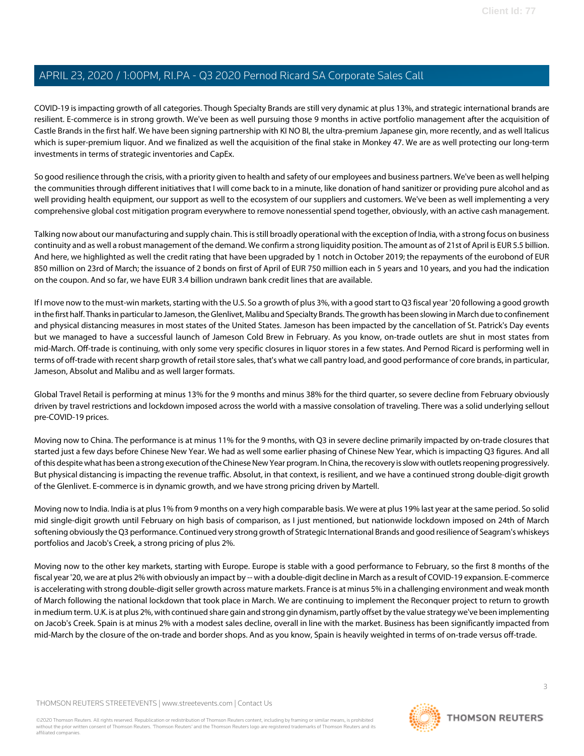COVID-19 is impacting growth of all categories. Though Specialty Brands are still very dynamic at plus 13%, and strategic international brands are resilient. E-commerce is in strong growth. We've been as well pursuing those 9 months in active portfolio management after the acquisition of Castle Brands in the first half. We have been signing partnership with KI NO BI, the ultra-premium Japanese gin, more recently, and as well Italicus which is super-premium liquor. And we finalized as well the acquisition of the final stake in Monkey 47. We are as well protecting our long-term investments in terms of strategic inventories and CapEx.

So good resilience through the crisis, with a priority given to health and safety of our employees and business partners. We've been as well helping the communities through different initiatives that I will come back to in a minute, like donation of hand sanitizer or providing pure alcohol and as well providing health equipment, our support as well to the ecosystem of our suppliers and customers. We've been as well implementing a very comprehensive global cost mitigation program everywhere to remove nonessential spend together, obviously, with an active cash management.

Talking now about our manufacturing and supply chain. This is still broadly operational with the exception of India, with a strong focus on business continuity and as well a robust management of the demand. We confirm a strong liquidity position. The amount as of 21st of April is EUR 5.5 billion. And here, we highlighted as well the credit rating that have been upgraded by 1 notch in October 2019; the repayments of the eurobond of EUR 850 million on 23rd of March; the issuance of 2 bonds on first of April of EUR 750 million each in 5 years and 10 years, and you had the indication on the coupon. And so far, we have EUR 3.4 billion undrawn bank credit lines that are available.

If I move now to the must-win markets, starting with the U.S. So a growth of plus 3%, with a good start to Q3 fiscal year '20 following a good growth in the first half. Thanks in particular to Jameson, the Glenlivet, Malibu and Specialty Brands. The growth has been slowing in March due to confinement and physical distancing measures in most states of the United States. Jameson has been impacted by the cancellation of St. Patrick's Day events but we managed to have a successful launch of Jameson Cold Brew in February. As you know, on-trade outlets are shut in most states from mid-March. Off-trade is continuing, with only some very specific closures in liquor stores in a few states. And Pernod Ricard is performing well in terms of off-trade with recent sharp growth of retail store sales, that's what we call pantry load, and good performance of core brands, in particular, Jameson, Absolut and Malibu and as well larger formats.

Global Travel Retail is performing at minus 13% for the 9 months and minus 38% for the third quarter, so severe decline from February obviously driven by travel restrictions and lockdown imposed across the world with a massive consolation of traveling. There was a solid underlying sellout pre-COVID-19 prices.

Moving now to China. The performance is at minus 11% for the 9 months, with Q3 in severe decline primarily impacted by on-trade closures that started just a few days before Chinese New Year. We had as well some earlier phasing of Chinese New Year, which is impacting Q3 figures. And all of this despite what has been a strong execution of the Chinese New Year program. In China, the recovery is slow with outlets reopening progressively. But physical distancing is impacting the revenue traffic. Absolut, in that context, is resilient, and we have a continued strong double-digit growth of the Glenlivet. E-commerce is in dynamic growth, and we have strong pricing driven by Martell.

Moving now to India. India is at plus 1% from 9 months on a very high comparable basis. We were at plus 19% last year at the same period. So solid mid single-digit growth until February on high basis of comparison, as I just mentioned, but nationwide lockdown imposed on 24th of March softening obviously the Q3 performance. Continued very strong growth of Strategic International Brands and good resilience of Seagram's whiskeys portfolios and Jacob's Creek, a strong pricing of plus 2%.

Moving now to the other key markets, starting with Europe. Europe is stable with a good performance to February, so the first 8 months of the fiscal year '20, we are at plus 2% with obviously an impact by -- with a double-digit decline in March as a result of COVID-19 expansion. E-commerce is accelerating with strong double-digit seller growth across mature markets. France is at minus 5% in a challenging environment and weak month of March following the national lockdown that took place in March. We are continuing to implement the Reconquer project to return to growth in medium term. U.K. is at plus 2%, with continued share gain and strong gin dynamism, partly offset by the value strategy we've been implementing on Jacob's Creek. Spain is at minus 2% with a modest sales decline, overall in line with the market. Business has been significantly impacted from mid-March by the closure of the on-trade and border shops. And as you know, Spain is heavily weighted in terms of on-trade versus off-trade.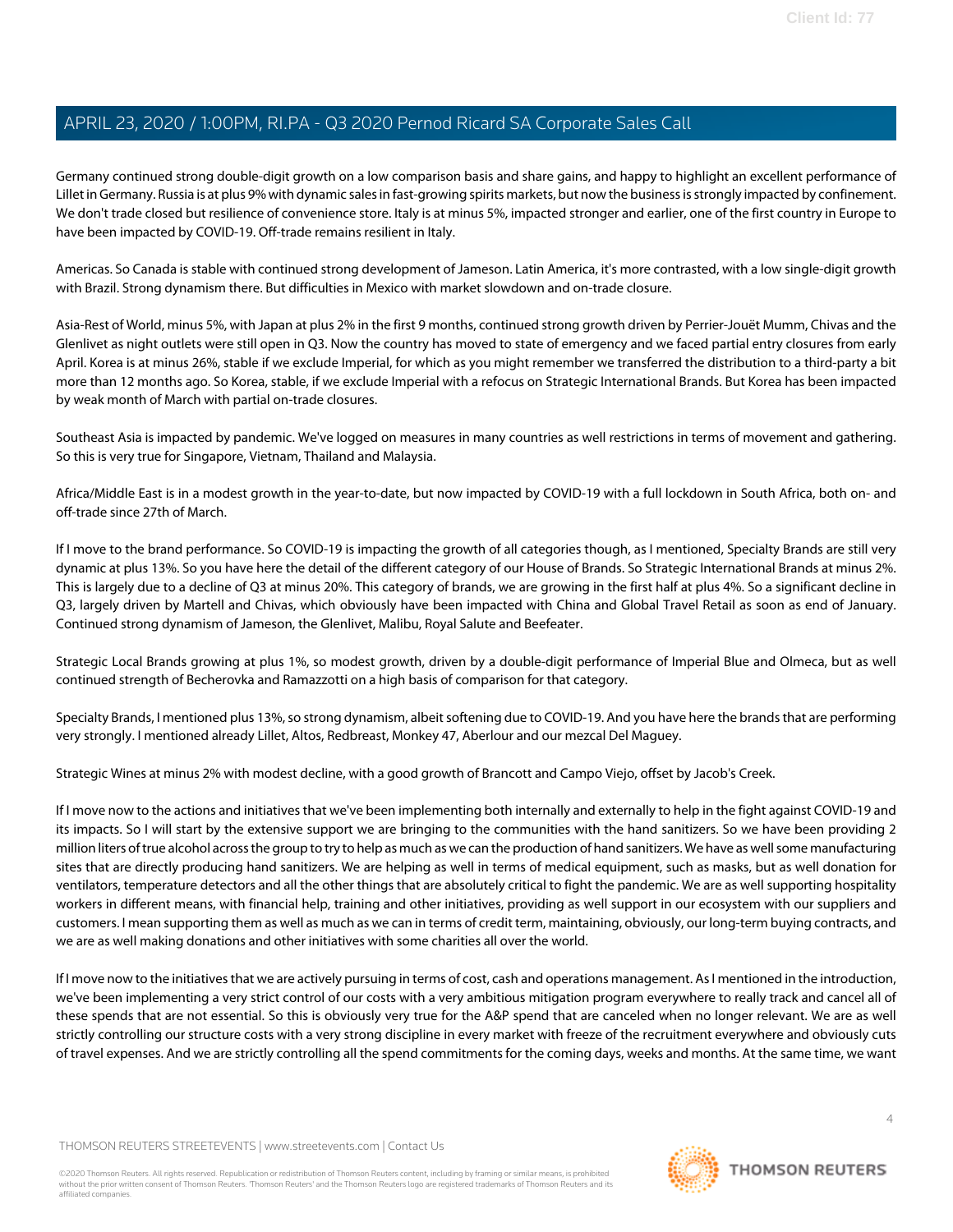Germany continued strong double-digit growth on a low comparison basis and share gains, and happy to highlight an excellent performance of Lillet in Germany. Russia is at plus 9% with dynamic sales in fast-growing spirits markets, but now the business is strongly impacted by confinement. We don't trade closed but resilience of convenience store. Italy is at minus 5%, impacted stronger and earlier, one of the first country in Europe to have been impacted by COVID-19. Off-trade remains resilient in Italy.

Americas. So Canada is stable with continued strong development of Jameson. Latin America, it's more contrasted, with a low single-digit growth with Brazil. Strong dynamism there. But difficulties in Mexico with market slowdown and on-trade closure.

Asia-Rest of World, minus 5%, with Japan at plus 2% in the first 9 months, continued strong growth driven by Perrier-Jouët Mumm, Chivas and the Glenlivet as night outlets were still open in Q3. Now the country has moved to state of emergency and we faced partial entry closures from early April. Korea is at minus 26%, stable if we exclude Imperial, for which as you might remember we transferred the distribution to a third-party a bit more than 12 months ago. So Korea, stable, if we exclude Imperial with a refocus on Strategic International Brands. But Korea has been impacted by weak month of March with partial on-trade closures.

Southeast Asia is impacted by pandemic. We've logged on measures in many countries as well restrictions in terms of movement and gathering. So this is very true for Singapore, Vietnam, Thailand and Malaysia.

Africa/Middle East is in a modest growth in the year-to-date, but now impacted by COVID-19 with a full lockdown in South Africa, both on- and off-trade since 27th of March.

If I move to the brand performance. So COVID-19 is impacting the growth of all categories though, as I mentioned, Specialty Brands are still very dynamic at plus 13%. So you have here the detail of the different category of our House of Brands. So Strategic International Brands at minus 2%. This is largely due to a decline of Q3 at minus 20%. This category of brands, we are growing in the first half at plus 4%. So a significant decline in Q3, largely driven by Martell and Chivas, which obviously have been impacted with China and Global Travel Retail as soon as end of January. Continued strong dynamism of Jameson, the Glenlivet, Malibu, Royal Salute and Beefeater.

Strategic Local Brands growing at plus 1%, so modest growth, driven by a double-digit performance of Imperial Blue and Olmeca, but as well continued strength of Becherovka and Ramazzotti on a high basis of comparison for that category.

Specialty Brands, I mentioned plus 13%, so strong dynamism, albeit softening due to COVID-19. And you have here the brands that are performing very strongly. I mentioned already Lillet, Altos, Redbreast, Monkey 47, Aberlour and our mezcal Del Maguey.

Strategic Wines at minus 2% with modest decline, with a good growth of Brancott and Campo Viejo, offset by Jacob's Creek.

If I move now to the actions and initiatives that we've been implementing both internally and externally to help in the fight against COVID-19 and its impacts. So I will start by the extensive support we are bringing to the communities with the hand sanitizers. So we have been providing 2 million liters of true alcohol across the group to try to help as much as we can the production of hand sanitizers. We have as well some manufacturing sites that are directly producing hand sanitizers. We are helping as well in terms of medical equipment, such as masks, but as well donation for ventilators, temperature detectors and all the other things that are absolutely critical to fight the pandemic. We are as well supporting hospitality workers in different means, with financial help, training and other initiatives, providing as well support in our ecosystem with our suppliers and customers. I mean supporting them as well as much as we can in terms of credit term, maintaining, obviously, our long-term buying contracts, and we are as well making donations and other initiatives with some charities all over the world.

If I move now to the initiatives that we are actively pursuing in terms of cost, cash and operations management. As I mentioned in the introduction, we've been implementing a very strict control of our costs with a very ambitious mitigation program everywhere to really track and cancel all of these spends that are not essential. So this is obviously very true for the A&P spend that are canceled when no longer relevant. We are as well strictly controlling our structure costs with a very strong discipline in every market with freeze of the recruitment everywhere and obviously cuts of travel expenses. And we are strictly controlling all the spend commitments for the coming days, weeks and months. At the same time, we want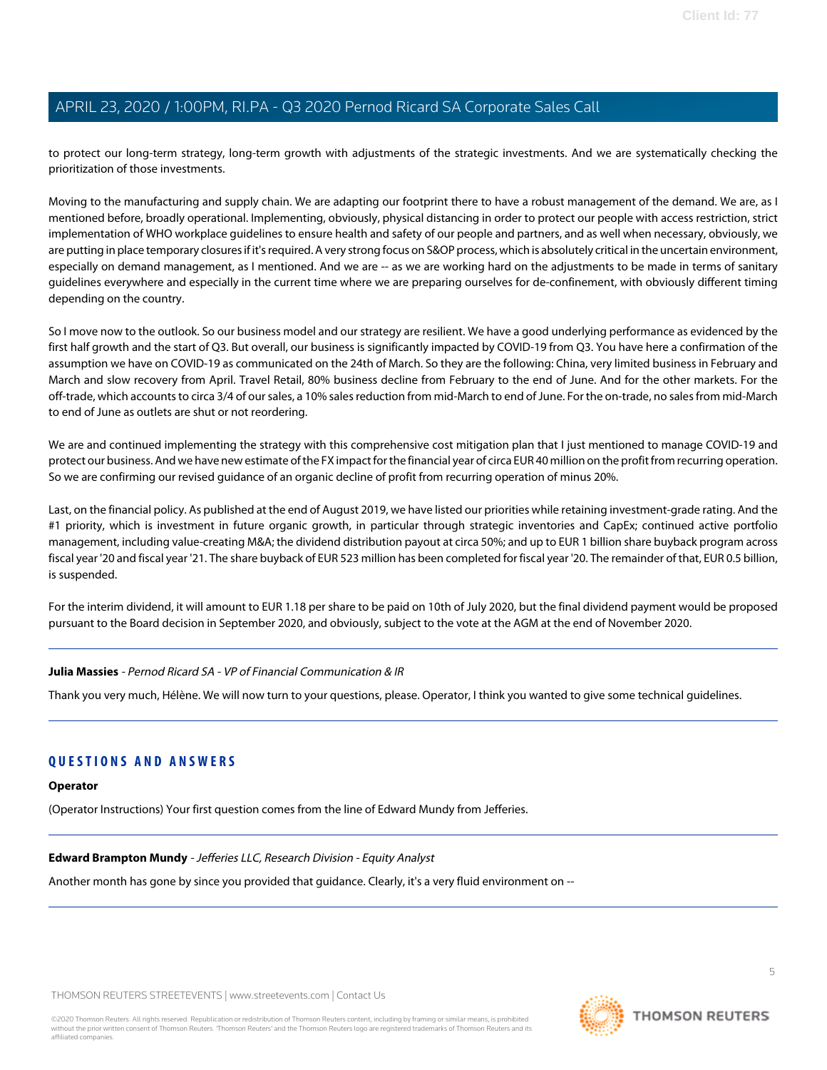to protect our long-term strategy, long-term growth with adjustments of the strategic investments. And we are systematically checking the prioritization of those investments.

Moving to the manufacturing and supply chain. We are adapting our footprint there to have a robust management of the demand. We are, as I mentioned before, broadly operational. Implementing, obviously, physical distancing in order to protect our people with access restriction, strict implementation of WHO workplace guidelines to ensure health and safety of our people and partners, and as well when necessary, obviously, we are putting in place temporary closures if it's required. A very strong focus on S&OP process, which is absolutely critical in the uncertain environment, especially on demand management, as I mentioned. And we are -- as we are working hard on the adjustments to be made in terms of sanitary guidelines everywhere and especially in the current time where we are preparing ourselves for de-confinement, with obviously different timing depending on the country.

So I move now to the outlook. So our business model and our strategy are resilient. We have a good underlying performance as evidenced by the first half growth and the start of Q3. But overall, our business is significantly impacted by COVID-19 from Q3. You have here a confirmation of the assumption we have on COVID-19 as communicated on the 24th of March. So they are the following: China, very limited business in February and March and slow recovery from April. Travel Retail, 80% business decline from February to the end of June. And for the other markets. For the off-trade, which accounts to circa 3/4 of our sales, a 10% sales reduction from mid-March to end of June. For the on-trade, no sales from mid-March to end of June as outlets are shut or not reordering.

We are and continued implementing the strategy with this comprehensive cost mitigation plan that I just mentioned to manage COVID-19 and protect our business. And we have new estimate of the FX impact for the financial year of circa EUR 40 million on the profit from recurring operation. So we are confirming our revised guidance of an organic decline of profit from recurring operation of minus 20%.

Last, on the financial policy. As published at the end of August 2019, we have listed our priorities while retaining investment-grade rating. And the #1 priority, which is investment in future organic growth, in particular through strategic inventories and CapEx; continued active portfolio management, including value-creating M&A; the dividend distribution payout at circa 50%; and up to EUR 1 billion share buyback program across fiscal year '20 and fiscal year '21. The share buyback of EUR 523 million has been completed for fiscal year '20. The remainder of that, EUR 0.5 billion, is suspended.

For the interim dividend, it will amount to EUR 1.18 per share to be paid on 10th of July 2020, but the final dividend payment would be proposed pursuant to the Board decision in September 2020, and obviously, subject to the vote at the AGM at the end of November 2020.

---

**Julia Massies** - *Pernod Ricard SA - VP of Financial Communication & IR*

Thank you very much, Hélène. We will now turn to your questions, please. Operator, I think you wanted to give some technical guidelines.

---

## QUESTIONS AND ANSWERS

**Operator**

(Operator Instructions) Your first question comes from the line of Edward Mundy from Jefferies.

---

**Edward Brampton Mundy** - *Jefferies LLC, Research Division - Equity Analyst*

Another month has gone by since you provided that guidance. Clearly, it's a very fluid environment on --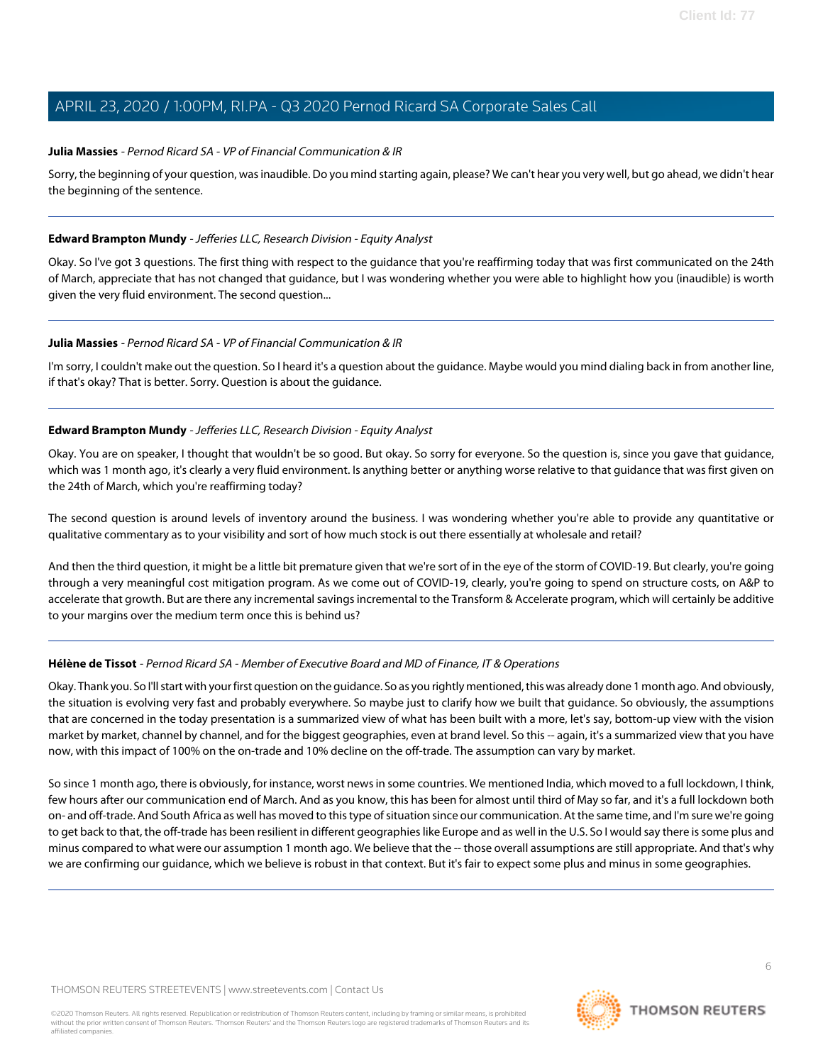**Julia Massies** - *Pernod Ricard SA - VP of Financial Communication & IR*

Sorry, the beginning of your question, was inaudible. Do you mind starting again, please? We can't hear you very well, but go ahead, we didn't hear the beginning of the sentence.

---

**Edward Brampton Mundy** - *Jefferies LLC, Research Division - Equity Analyst*

Okay. So I've got 3 questions. The first thing with respect to the guidance that you're reaffirming today that was first communicated on the 24th of March, appreciate that has not changed that guidance, but I was wondering whether you were able to highlight how you (inaudible) is worth given the very fluid environment. The second question...

---

**Julia Massies** - *Pernod Ricard SA - VP of Financial Communication & IR*

I'm sorry, I couldn't make out the question. So I heard it's a question about the guidance. Maybe would you mind dialing back in from another line, if that's okay? That is better. Sorry. Question is about the guidance.

---

**Edward Brampton Mundy** - *Jefferies LLC, Research Division - Equity Analyst*

Okay. You are on speaker, I thought that wouldn't be so good. But okay. So sorry for everyone. So the question is, since you gave that guidance, which was 1 month ago, it's clearly a very fluid environment. Is anything better or anything worse relative to that guidance that was first given on the 24th of March, which you're reaffirming today?

The second question is around levels of inventory around the business. I was wondering whether you're able to provide any quantitative or qualitative commentary as to your visibility and sort of how much stock is out there essentially at wholesale and retail?

And then the third question, it might be a little bit premature given that we're sort of in the eye of the storm of COVID-19. But clearly, you're going through a very meaningful cost mitigation program. As we come out of COVID-19, clearly, you're going to spend on structure costs, on A&P to accelerate that growth. But are there any incremental savings incremental to the Transform & Accelerate program, which will certainly be additive to your margins over the medium term once this is behind us?

---

**Hélène de Tissot** - *Pernod Ricard SA - Member of Executive Board and MD of Finance, IT & Operations*

Okay. Thank you. So I'll start with your first question on the guidance. So as you rightly mentioned, this was already done 1 month ago. And obviously, the situation is evolving very fast and probably everywhere. So maybe just to clarify how we built that guidance. So obviously, the assumptions that are concerned in the today presentation is a summarized view of what has been built with a more, let's say, bottom-up view with the vision market by market, channel by channel, and for the biggest geographies, even at brand level. So this -- again, it's a summarized view that you have now, with this impact of 100% on the on-trade and 10% decline on the off-trade. The assumption can vary by market.

So since 1 month ago, there is obviously, for instance, worst news in some countries. We mentioned India, which moved to a full lockdown, I think, few hours after our communication end of March. And as you know, this has been for almost until third of May so far, and it's a full lockdown both on- and off-trade. And South Africa as well has moved to this type of situation since our communication. At the same time, and I'm sure we're going to get back to that, the off-trade has been resilient in different geographies like Europe and as well in the U.S. So I would say there is some plus and minus compared to what were our assumption 1 month ago. We believe that the -- those overall assumptions are still appropriate. And that's why we are confirming our guidance, which we believe is robust in that context. But it's fair to expect some plus and minus in some geographies.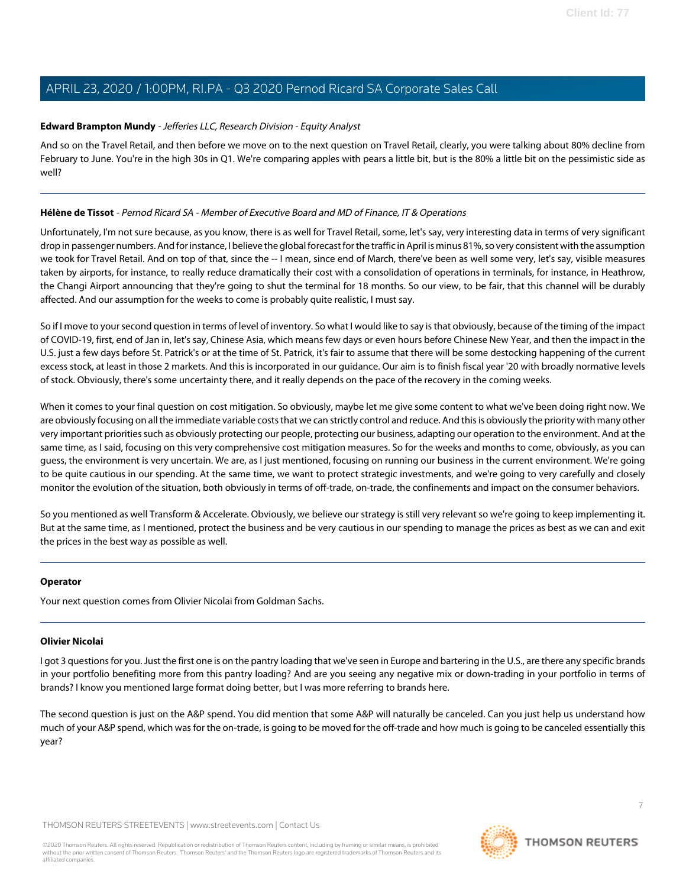**Edward Brampton Mundy** - *Jefferies LLC, Research Division - Equity Analyst*

And so on the Travel Retail, and then before we move on to the next question on Travel Retail, clearly, you were talking about 80% decline from February to June. You're in the high 30s in Q1. We're comparing apples with pears a little bit, but is the 80% a little bit on the pessimistic side as well?

---

**Hélène de Tissot** - *Pernod Ricard SA - Member of Executive Board and MD of Finance, IT & Operations*

Unfortunately, I'm not sure because, as you know, there is as well for Travel Retail, some, let's say, very interesting data in terms of very significant drop in passenger numbers. And for instance, I believe the global forecast for the traffic in April is minus 81%, so very consistent with the assumption we took for Travel Retail. And on top of that, since the -- I mean, since end of March, there've been as well some very, let's say, visible measures taken by airports, for instance, to really reduce dramatically their cost with a consolidation of operations in terminals, for instance, in Heathrow, the Changi Airport announcing that they're going to shut the terminal for 18 months. So our view, to be fair, that this channel will be durably affected. And our assumption for the weeks to come is probably quite realistic, I must say.

So if I move to your second question in terms of level of inventory. So what I would like to say is that obviously, because of the timing of the impact of COVID-19, first, end of Jan in, let's say, Chinese Asia, which means few days or even hours before Chinese New Year, and then the impact in the U.S. just a few days before St. Patrick's or at the time of St. Patrick, it's fair to assume that there will be some destocking happening of the current excess stock, at least in those 2 markets. And this is incorporated in our guidance. Our aim is to finish fiscal year '20 with broadly normative levels of stock. Obviously, there's some uncertainty there, and it really depends on the pace of the recovery in the coming weeks.

When it comes to your final question on cost mitigation. So obviously, maybe let me give some content to what we've been doing right now. We are obviously focusing on all the immediate variable costs that we can strictly control and reduce. And this is obviously the priority with many other very important priorities such as obviously protecting our people, protecting our business, adapting our operation to the environment. And at the same time, as I said, focusing on this very comprehensive cost mitigation measures. So for the weeks and months to come, obviously, as you can guess, the environment is very uncertain. We are, as I just mentioned, focusing on running our business in the current environment. We're going to be quite cautious in our spending. At the same time, we want to protect strategic investments, and we're going to very carefully and closely monitor the evolution of the situation, both obviously in terms of off-trade, on-trade, the confinements and impact on the consumer behaviors.

So you mentioned as well Transform & Accelerate. Obviously, we believe our strategy is still very relevant so we're going to keep implementing it. But at the same time, as I mentioned, protect the business and be very cautious in our spending to manage the prices as best as we can and exit the prices in the best way as possible as well.

---

**Operator**

Your next question comes from Olivier Nicolai from Goldman Sachs.

---

**Olivier Nicolai**

I got 3 questions for you. Just the first one is on the pantry loading that we've seen in Europe and bartering in the U.S., are there any specific brands in your portfolio benefiting more from this pantry loading? And are you seeing any negative mix or down-trading in your portfolio in terms of brands? I know you mentioned large format doing better, but I was more referring to brands here.

The second question is just on the A&P spend. You did mention that some A&P will naturally be canceled. Can you just help us understand how much of your A&P spend, which was for the on-trade, is going to be moved for the off-trade and how much is going to be canceled essentially this year?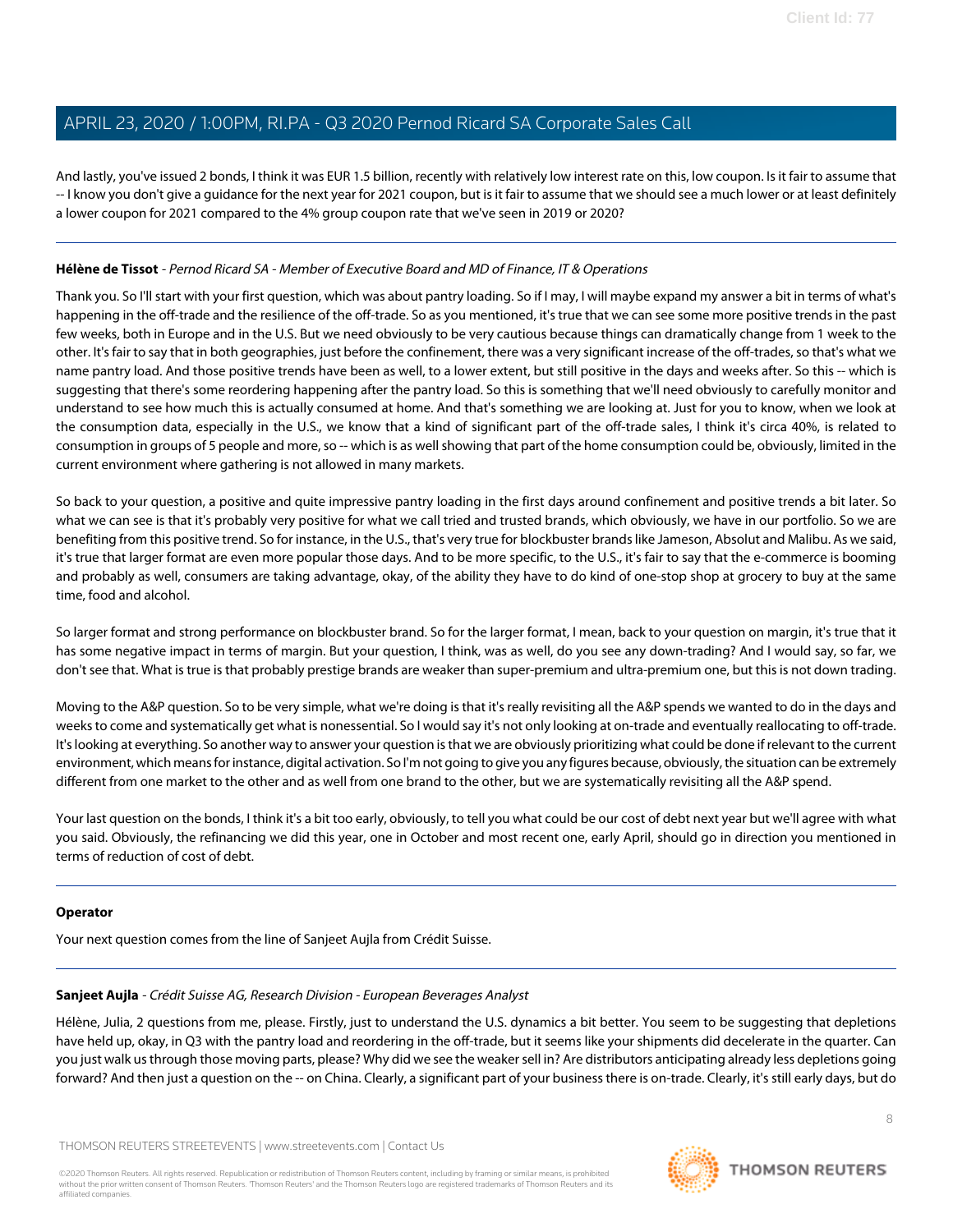And lastly, you've issued 2 bonds, I think it was EUR 1.5 billion, recently with relatively low interest rate on this, low coupon. Is it fair to assume that -- I know you don't give a guidance for the next year for 2021 coupon, but is it fair to assume that we should see a much lower or at least definitely a lower coupon for 2021 compared to the 4% group coupon rate that we've seen in 2019 or 2020?

---

**Hélène de Tissot** - *Pernod Ricard SA - Member of Executive Board and MD of Finance, IT & Operations*

Thank you. So I'll start with your first question, which was about pantry loading. So if I may, I will maybe expand my answer a bit in terms of what's happening in the off-trade and the resilience of the off-trade. So as you mentioned, it's true that we can see some more positive trends in the past few weeks, both in Europe and in the U.S. But we need obviously to be very cautious because things can dramatically change from 1 week to the other. It's fair to say that in both geographies, just before the confinement, there was a very significant increase of the off-trades, so that's what we name pantry load. And those positive trends have been as well, to a lower extent, but still positive in the days and weeks after. So this -- which is suggesting that there's some reordering happening after the pantry load. So this is something that we'll need obviously to carefully monitor and understand to see how much this is actually consumed at home. And that's something we are looking at. Just for you to know, when we look at the consumption data, especially in the U.S., we know that a kind of significant part of the off-trade sales, I think it's circa 40%, is related to consumption in groups of 5 people and more, so -- which is as well showing that part of the home consumption could be, obviously, limited in the current environment where gathering is not allowed in many markets.

So back to your question, a positive and quite impressive pantry loading in the first days around confinement and positive trends a bit later. So what we can see is that it's probably very positive for what we call tried and trusted brands, which obviously, we have in our portfolio. So we are benefiting from this positive trend. So for instance, in the U.S., that's very true for blockbuster brands like Jameson, Absolut and Malibu. As we said, it's true that larger format are even more popular those days. And to be more specific, to the U.S., it's fair to say that the e-commerce is booming and probably as well, consumers are taking advantage, okay, of the ability they have to do kind of one-stop shop at grocery to buy at the same time, food and alcohol.

So larger format and strong performance on blockbuster brand. So for the larger format, I mean, back to your question on margin, it's true that it has some negative impact in terms of margin. But your question, I think, was as well, do you see any down-trading? And I would say, so far, we don't see that. What is true is that probably prestige brands are weaker than super-premium and ultra-premium one, but this is not down trading.

Moving to the A&P question. So to be very simple, what we're doing is that it's really revisiting all the A&P spends we wanted to do in the days and weeks to come and systematically get what is nonessential. So I would say it's not only looking at on-trade and eventually reallocating to off-trade. It's looking at everything. So another way to answer your question is that we are obviously prioritizing what could be done if relevant to the current environment, which means for instance, digital activation. So I'm not going to give you any figures because, obviously, the situation can be extremely different from one market to the other and as well from one brand to the other, but we are systematically revisiting all the A&P spend.

Your last question on the bonds, I think it's a bit too early, obviously, to tell you what could be our cost of debt next year but we'll agree with what you said. Obviously, the refinancing we did this year, one in October and most recent one, early April, should go in direction you mentioned in terms of reduction of cost of debt.

---

**Operator**

Your next question comes from the line of Sanjeet Aujla from Crédit Suisse.

---

**Sanjeet Aujla** - *Crédit Suisse AG, Research Division - European Beverages Analyst*

Hélène, Julia, 2 questions from me, please. Firstly, just to understand the U.S. dynamics a bit better. You seem to be suggesting that depletions have held up, okay, in Q3 with the pantry load and reordering in the off-trade, but it seems like your shipments did decelerate in the quarter. Can you just walk us through those moving parts, please? Why did we see the weaker sell in? Are distributors anticipating already less depletions going forward? And then just a question on the -- on China. Clearly, a significant part of your business there is on-trade. Clearly, it's still early days, but do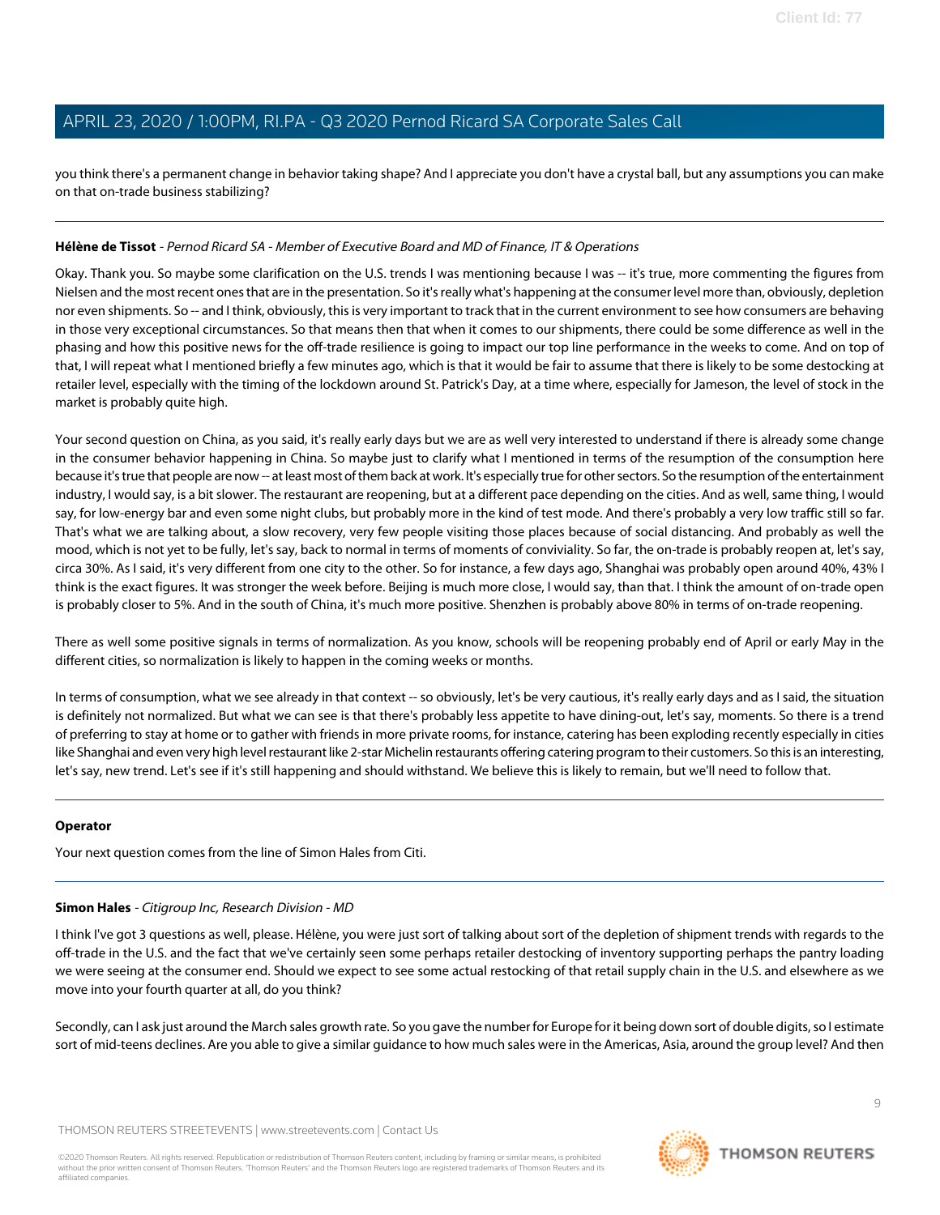you think there's a permanent change in behavior taking shape? And I appreciate you don't have a crystal ball, but any assumptions you can make on that on-trade business stabilizing?

---

**Hélène de Tissot** - *Pernod Ricard SA - Member of Executive Board and MD of Finance, IT & Operations*

Okay. Thank you. So maybe some clarification on the U.S. trends I was mentioning because I was -- it's true, more commenting the figures from Nielsen and the most recent ones that are in the presentation. So it's really what's happening at the consumer level more than, obviously, depletion nor even shipments. So -- and I think, obviously, this is very important to track that in the current environment to see how consumers are behaving in those very exceptional circumstances. So that means then that when it comes to our shipments, there could be some difference as well in the phasing and how this positive news for the off-trade resilience is going to impact our top line performance in the weeks to come. And on top of that, I will repeat what I mentioned briefly a few minutes ago, which is that it would be fair to assume that there is likely to be some destocking at retailer level, especially with the timing of the lockdown around St. Patrick's Day, at a time where, especially for Jameson, the level of stock in the market is probably quite high.

Your second question on China, as you said, it's really early days but we are as well very interested to understand if there is already some change in the consumer behavior happening in China. So maybe just to clarify what I mentioned in terms of the resumption of the consumption here because it's true that people are now -- at least most of them back at work. It's especially true for other sectors. So the resumption of the entertainment industry, I would say, is a bit slower. The restaurant are reopening, but at a different pace depending on the cities. And as well, same thing, I would say, for low-energy bar and even some night clubs, but probably more in the kind of test mode. And there's probably a very low traffic still so far. That's what we are talking about, a slow recovery, very few people visiting those places because of social distancing. And probably as well the mood, which is not yet to be fully, let's say, back to normal in terms of moments of conviviality. So far, the on-trade is probably reopen at, let's say, circa 30%. As I said, it's very different from one city to the other. So for instance, a few days ago, Shanghai was probably open around 40%, 43% I think is the exact figures. It was stronger the week before. Beijing is much more close, I would say, than that. I think the amount of on-trade open is probably closer to 5%. And in the south of China, it's much more positive. Shenzhen is probably above 80% in terms of on-trade reopening.

There as well some positive signals in terms of normalization. As you know, schools will be reopening probably end of April or early May in the different cities, so normalization is likely to happen in the coming weeks or months.

In terms of consumption, what we see already in that context -- so obviously, let's be very cautious, it's really early days and as I said, the situation is definitely not normalized. But what we can see is that there's probably less appetite to have dining-out, let's say, moments. So there is a trend of preferring to stay at home or to gather with friends in more private rooms, for instance, catering has been exploding recently especially in cities like Shanghai and even very high level restaurant like 2-star Michelin restaurants offering catering program to their customers. So this is an interesting, let's say, new trend. Let's see if it's still happening and should withstand. We believe this is likely to remain, but we'll need to follow that.

---

**Operator**

Your next question comes from the line of Simon Hales from Citi.

---

**Simon Hales** - *Citigroup Inc, Research Division - MD*

I think I've got 3 questions as well, please. Hélène, you were just sort of talking about sort of the depletion of shipment trends with regards to the off-trade in the U.S. and the fact that we've certainly seen some perhaps retailer destocking of inventory supporting perhaps the pantry loading we were seeing at the consumer end. Should we expect to see some actual restocking of that retail supply chain in the U.S. and elsewhere as we move into your fourth quarter at all, do you think?

Secondly, can I ask just around the March sales growth rate. So you gave the number for Europe for it being down sort of double digits, so I estimate sort of mid-teens declines. Are you able to give a similar guidance to how much sales were in the Americas, Asia, around the group level? And then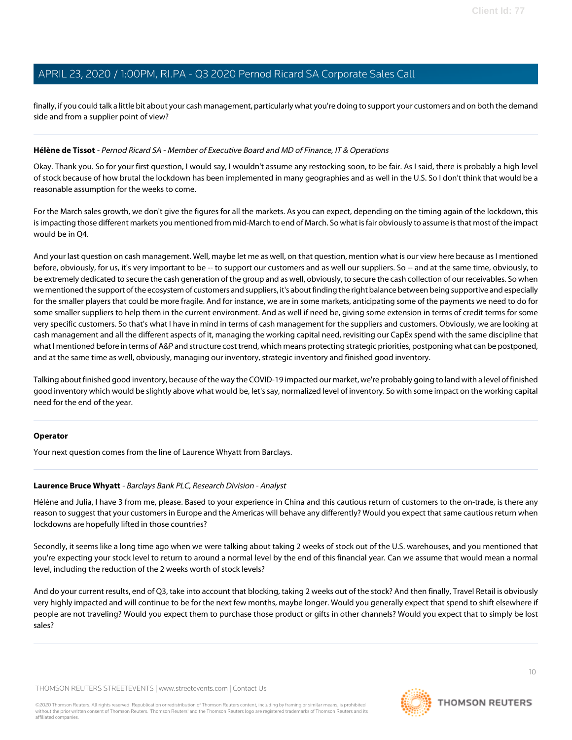finally, if you could talk a little bit about your cash management, particularly what you're doing to support your customers and on both the demand side and from a supplier point of view?

---

**Hélène de Tissot** - *Pernod Ricard SA - Member of Executive Board and MD of Finance, IT & Operations*

Okay. Thank you. So for your first question, I would say, I wouldn't assume any restocking soon, to be fair. As I said, there is probably a high level of stock because of how brutal the lockdown has been implemented in many geographies and as well in the U.S. So I don't think that would be a reasonable assumption for the weeks to come.

For the March sales growth, we don't give the figures for all the markets. As you can expect, depending on the timing again of the lockdown, this is impacting those different markets you mentioned from mid-March to end of March. So what is fair obviously to assume is that most of the impact would be in Q4.

And your last question on cash management. Well, maybe let me as well, on that question, mention what is our view here because as I mentioned before, obviously, for us, it's very important to be -- to support our customers and as well our suppliers. So -- and at the same time, obviously, to be extremely dedicated to secure the cash generation of the group and as well, obviously, to secure the cash collection of our receivables. So when we mentioned the support of the ecosystem of customers and suppliers, it's about finding the right balance between being supportive and especially for the smaller players that could be more fragile. And for instance, we are in some markets, anticipating some of the payments we need to do for some smaller suppliers to help them in the current environment. And as well if need be, giving some extension in terms of credit terms for some very specific customers. So that's what I have in mind in terms of cash management for the suppliers and customers. Obviously, we are looking at cash management and all the different aspects of it, managing the working capital need, revisiting our CapEx spend with the same discipline that what I mentioned before in terms of A&P and structure cost trend, which means protecting strategic priorities, postponing what can be postponed, and at the same time as well, obviously, managing our inventory, strategic inventory and finished good inventory.

Talking about finished good inventory, because of the way the COVID-19 impacted our market, we're probably going to land with a level of finished good inventory which would be slightly above what would be, let's say, normalized level of inventory. So with some impact on the working capital need for the end of the year.

---

**Operator**

Your next question comes from the line of Laurence Whyatt from Barclays.

---

**Laurence Bruce Whyatt** - *Barclays Bank PLC, Research Division - Analyst*

Hélène and Julia, I have 3 from me, please. Based to your experience in China and this cautious return of customers to the on-trade, is there any reason to suggest that your customers in Europe and the Americas will behave any differently? Would you expect that same cautious return when lockdowns are hopefully lifted in those countries?

Secondly, it seems like a long time ago when we were talking about taking 2 weeks of stock out of the U.S. warehouses, and you mentioned that you're expecting your stock level to return to around a normal level by the end of this financial year. Can we assume that would mean a normal level, including the reduction of the 2 weeks worth of stock levels?

And do your current results, end of Q3, take into account that blocking, taking 2 weeks out of the stock? And then finally, Travel Retail is obviously very highly impacted and will continue to be for the next few months, maybe longer. Would you generally expect that spend to shift elsewhere if people are not traveling? Would you expect them to purchase those product or gifts in other channels? Would you expect that to simply be lost sales?

---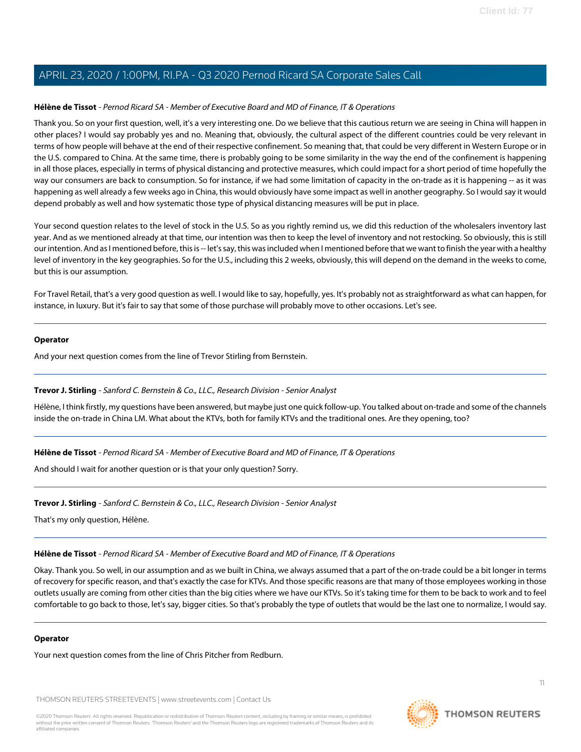**Hélène de Tissot** - *Pernod Ricard SA - Member of Executive Board and MD of Finance, IT & Operations*

Thank you. So on your first question, well, it's a very interesting one. Do we believe that this cautious return we are seeing in China will happen in other places? I would say probably yes and no. Meaning that, obviously, the cultural aspect of the different countries could be very relevant in terms of how people will behave at the end of their respective confinement. So meaning that, that could be very different in Western Europe or in the U.S. compared to China. At the same time, there is probably going to be some similarity in the way the end of the confinement is happening in all those places, especially in terms of physical distancing and protective measures, which could impact for a short period of time hopefully the way our consumers are back to consumption. So for instance, if we had some limitation of capacity in the on-trade as it is happening -- as it was happening as well already a few weeks ago in China, this would obviously have some impact as well in another geography. So I would say it would depend probably as well and how systematic those type of physical distancing measures will be put in place.

Your second question relates to the level of stock in the U.S. So as you rightly remind us, we did this reduction of the wholesalers inventory last year. And as we mentioned already at that time, our intention was then to keep the level of inventory and not restocking. So obviously, this is still our intention. And as I mentioned before, this is -- let's say, this was included when I mentioned before that we want to finish the year with a healthy level of inventory in the key geographies. So for the U.S., including this 2 weeks, obviously, this will depend on the demand in the weeks to come, but this is our assumption.

For Travel Retail, that's a very good question as well. I would like to say, hopefully, yes. It's probably not as straightforward as what can happen, for instance, in luxury. But it's fair to say that some of those purchase will probably move to other occasions. Let's see.

---

**Operator**

And your next question comes from the line of Trevor Stirling from Bernstein.

---

**Trevor J. Stirling** - *Sanford C. Bernstein & Co., LLC., Research Division - Senior Analyst*

Hélène, I think firstly, my questions have been answered, but maybe just one quick follow-up. You talked about on-trade and some of the channels inside the on-trade in China LM. What about the KTVs, both for family KTVs and the traditional ones. Are they opening, too?

---

**Hélène de Tissot** - *Pernod Ricard SA - Member of Executive Board and MD of Finance, IT & Operations*

And should I wait for another question or is that your only question? Sorry.

---

**Trevor J. Stirling** - *Sanford C. Bernstein & Co., LLC., Research Division - Senior Analyst*

That's my only question, Hélène.

---

**Hélène de Tissot** - *Pernod Ricard SA - Member of Executive Board and MD of Finance, IT & Operations*

Okay. Thank you. So well, in our assumption and as we built in China, we always assumed that a part of the on-trade could be a bit longer in terms of recovery for specific reason, and that's exactly the case for KTVs. And those specific reasons are that many of those employees working in those outlets usually are coming from other cities than the big cities where we have our KTVs. So it's taking time for them to be back to work and to feel comfortable to go back to those, let's say, bigger cities. So that's probably the type of outlets that would be the last one to normalize, I would say.

---

**Operator**

Your next question comes from the line of Chris Pitcher from Redburn.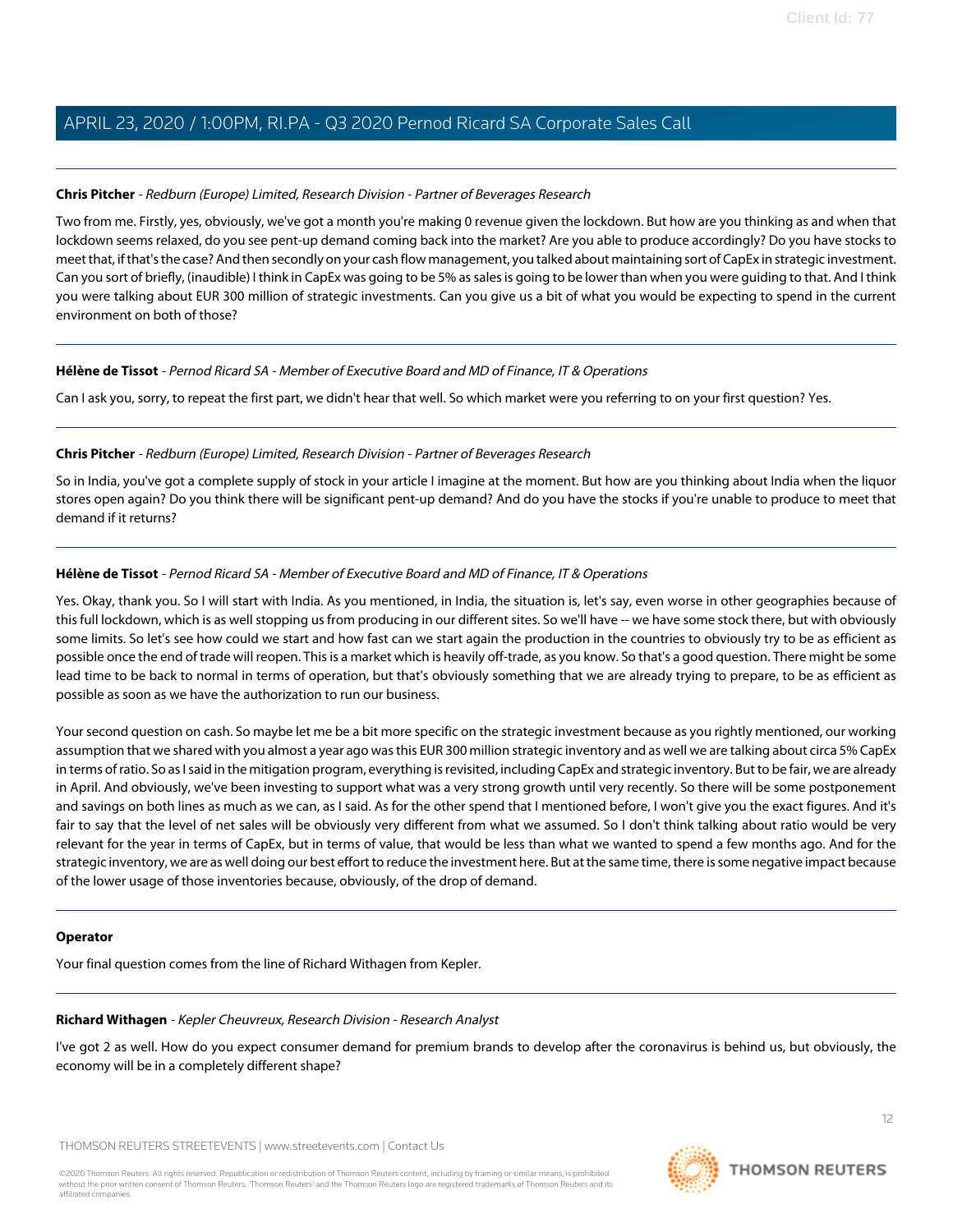**Chris Pitcher** - *Redburn (Europe) Limited, Research Division - Partner of Beverages Research*

Two from me. Firstly, yes, obviously, we've got a month you're making 0 revenue given the lockdown. But how are you thinking as and when that lockdown seems relaxed, do you see pent-up demand coming back into the market? Are you able to produce accordingly? Do you have stocks to meet that, if that's the case? And then secondly on your cash flow management, you talked about maintaining sort of CapEx in strategic investment. Can you sort of briefly, (inaudible) I think in CapEx was going to be 5% as sales is going to be lower than when you were guiding to that. And I think you were talking about EUR 300 million of strategic investments. Can you give us a bit of what you would be expecting to spend in the current environment on both of those?

---

**Hélène de Tissot** - *Pernod Ricard SA - Member of Executive Board and MD of Finance, IT & Operations*

Can I ask you, sorry, to repeat the first part, we didn't hear that well. So which market were you referring to on your first question? Yes.

---

**Chris Pitcher** - *Redburn (Europe) Limited, Research Division - Partner of Beverages Research*

So in India, you've got a complete supply of stock in your article I imagine at the moment. But how are you thinking about India when the liquor stores open again? Do you think there will be significant pent-up demand? And do you have the stocks if you're unable to produce to meet that demand if it returns?

---

**Hélène de Tissot** - *Pernod Ricard SA - Member of Executive Board and MD of Finance, IT & Operations*

Yes. Okay, thank you. So I will start with India. As you mentioned, in India, the situation is, let's say, even worse in other geographies because of this full lockdown, which is as well stopping us from producing in our different sites. So we'll have -- we have some stock there, but with obviously some limits. So let's see how could we start and how fast can we start again the production in the countries to obviously try to be as efficient as possible once the end of trade will reopen. This is a market which is heavily off-trade, as you know. So that's a good question. There might be some lead time to be back to normal in terms of operation, but that's obviously something that we are already trying to prepare, to be as efficient as possible as soon as we have the authorization to run our business.

Your second question on cash. So maybe let me be a bit more specific on the strategic investment because as you rightly mentioned, our working assumption that we shared with you almost a year ago was this EUR 300 million strategic inventory and as well we are talking about circa 5% CapEx in terms of ratio. So as I said in the mitigation program, everything is revisited, including CapEx and strategic inventory. But to be fair, we are already in April. And obviously, we've been investing to support what was a very strong growth until very recently. So there will be some postponement and savings on both lines as much as we can, as I said. As for the other spend that I mentioned before, I won't give you the exact figures. And it's fair to say that the level of net sales will be obviously very different from what we assumed. So I don't think talking about ratio would be very relevant for the year in terms of CapEx, but in terms of value, that would be less than what we wanted to spend a few months ago. And for the strategic inventory, we are as well doing our best effort to reduce the investment here. But at the same time, there is some negative impact because of the lower usage of those inventories because, obviously, of the drop of demand.

---

**Operator**

Your final question comes from the line of Richard Withagen from Kepler.

---

**Richard Withagen** - *Kepler Cheuvreux, Research Division - Research Analyst*

I've got 2 as well. How do you expect consumer demand for premium brands to develop after the coronavirus is behind us, but obviously, the economy will be in a completely different shape?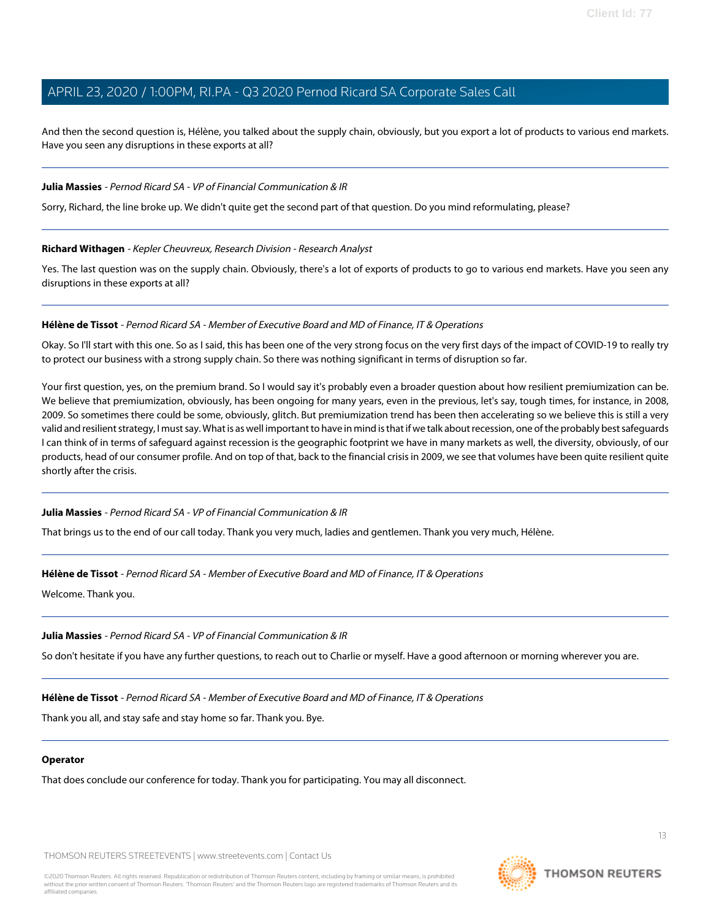And then the second question is, Hélène, you talked about the supply chain, obviously, but you export a lot of products to various end markets. Have you seen any disruptions in these exports at all?

---

**Julia Massies** - *Pernod Ricard SA - VP of Financial Communication & IR*

Sorry, Richard, the line broke up. We didn't quite get the second part of that question. Do you mind reformulating, please?

---

**Richard Withagen** - *Kepler Cheuvreux, Research Division - Research Analyst*

Yes. The last question was on the supply chain. Obviously, there's a lot of exports of products to go to various end markets. Have you seen any disruptions in these exports at all?

---

**Hélène de Tissot** - *Pernod Ricard SA - Member of Executive Board and MD of Finance, IT & Operations*

Okay. So I'll start with this one. So as I said, this has been one of the very strong focus on the very first days of the impact of COVID-19 to really try to protect our business with a strong supply chain. So there was nothing significant in terms of disruption so far.

Your first question, yes, on the premium brand. So I would say it's probably even a broader question about how resilient premiumization can be. We believe that premiumization, obviously, has been ongoing for many years, even in the previous, let's say, tough times, for instance, in 2008, 2009. So sometimes there could be some, obviously, glitch. But premiumization trend has been then accelerating so we believe this is still a very valid and resilient strategy, I must say. What is as well important to have in mind is that if we talk about recession, one of the probably best safeguards I can think of in terms of safeguard against recession is the geographic footprint we have in many markets as well, the diversity, obviously, of our products, head of our consumer profile. And on top of that, back to the financial crisis in 2009, we see that volumes have been quite resilient quite shortly after the crisis.

---

**Julia Massies** - *Pernod Ricard SA - VP of Financial Communication & IR*

That brings us to the end of our call today. Thank you very much, ladies and gentlemen. Thank you very much, Hélène.

---

**Hélène de Tissot** - *Pernod Ricard SA - Member of Executive Board and MD of Finance, IT & Operations*

Welcome. Thank you.

---

**Julia Massies** - *Pernod Ricard SA - VP of Financial Communication & IR*

So don't hesitate if you have any further questions, to reach out to Charlie or myself. Have a good afternoon or morning wherever you are.

---

**Hélène de Tissot** - *Pernod Ricard SA - Member of Executive Board and MD of Finance, IT & Operations*

Thank you all, and stay safe and stay home so far. Thank you. Bye.

---

**Operator**

That does conclude our conference for today. Thank you for participating. You may all disconnect.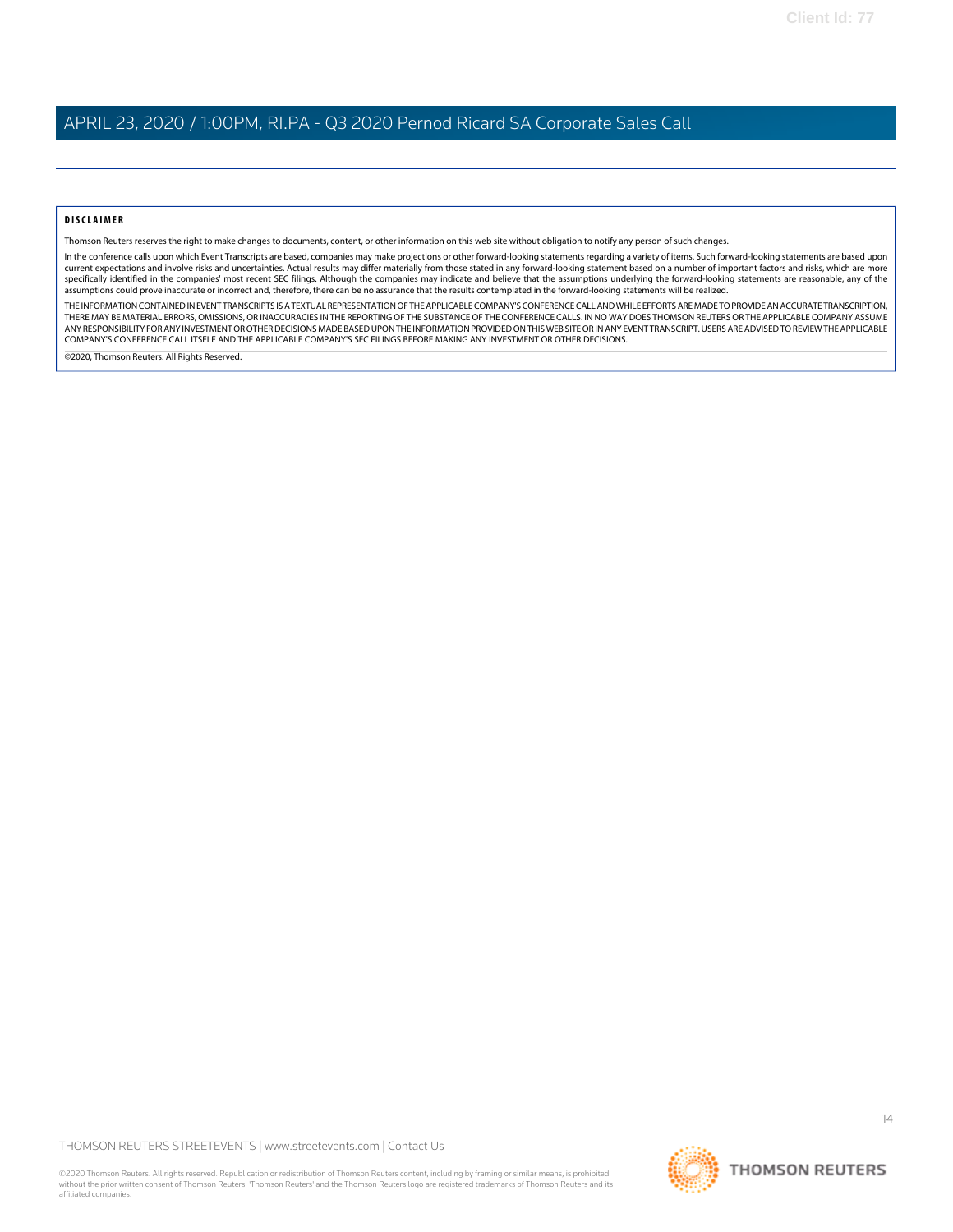## DISCLAIMER

Thomson Reuters reserves the right to make changes to documents, content, or other information on this web site without obligation to notify any person of such changes.

In the conference calls upon which Event Transcripts are based, companies may make projections or other forward-looking statements regarding a variety of items. Such forward-looking statements are based upon current expectations and involve risks and uncertainties. Actual results may differ materially from those stated in any forward-looking statement based on a number of important factors and risks, which are more specifically identified in the companies' most recent SEC filings. Although the companies may indicate and believe that the assumptions underlying the forward-looking statements are reasonable, any of the assumptions could prove inaccurate or incorrect and, therefore, there can be no assurance that the results contemplated in the forward-looking statements will be realized.

THE INFORMATION CONTAINED IN EVENT TRANSCRIPTS IS A TEXTUAL REPRESENTATION OF THE APPLICABLE COMPANY'S CONFERENCE CALL AND WHILE EFFORTS ARE MADE TO PROVIDE AN ACCURATE TRANSCRIPTION, THERE MAY BE MATERIAL ERRORS, OMISSIONS, OR INACCURACIES IN THE REPORTING OF THE SUBSTANCE OF THE CONFERENCE CALLS. IN NO WAY DOES THOMSON REUTERS OR THE APPLICABLE COMPANY ASSUME ANY RESPONSIBILITY FOR ANY INVESTMENT OR OTHER DECISIONS MADE BASED UPON THE INFORMATION PROVIDED ON THIS WEB SITE OR IN ANY EVENT TRANSCRIPT. USERS ARE ADVISED TO REVIEW THE APPLICABLE COMPANY'S CONFERENCE CALL ITSELF AND THE APPLICABLE COMPANY'S SEC FILINGS BEFORE MAKING ANY INVESTMENT OR OTHER DECISIONS.

©2020, Thomson Reuters. All Rights Reserved.